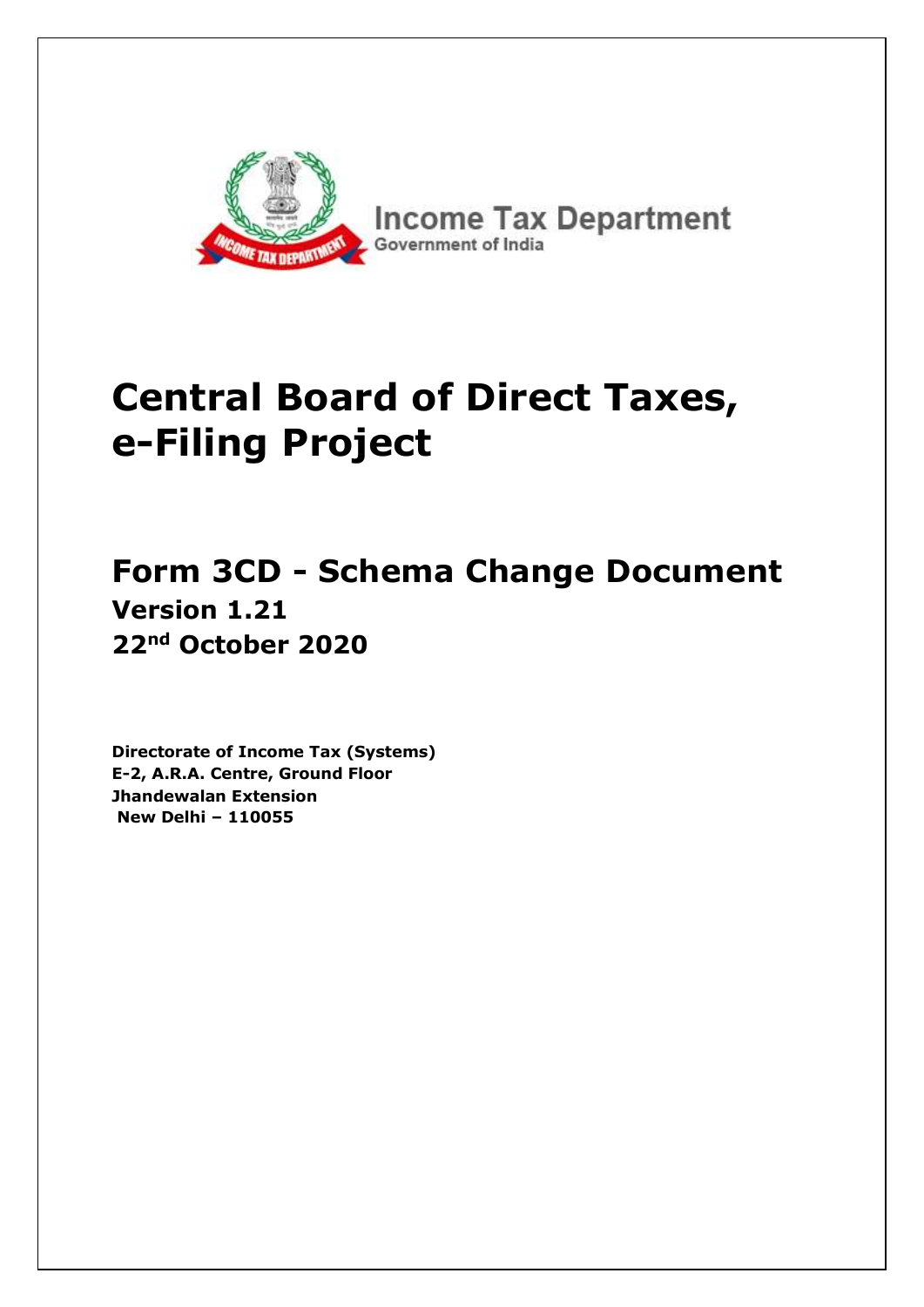Income Tax Department
Government of India

# Central Board of Direct Taxes, e-Filing Project

## Form 3CD - Schema Change Document

### Version 1.21

### 22nd October 2020

**Directorate of Income Tax (Systems)**
**E-2, A.R.A. Centre, Ground Floor**
**Jhandewalan Extension**
**New Delhi – 110055**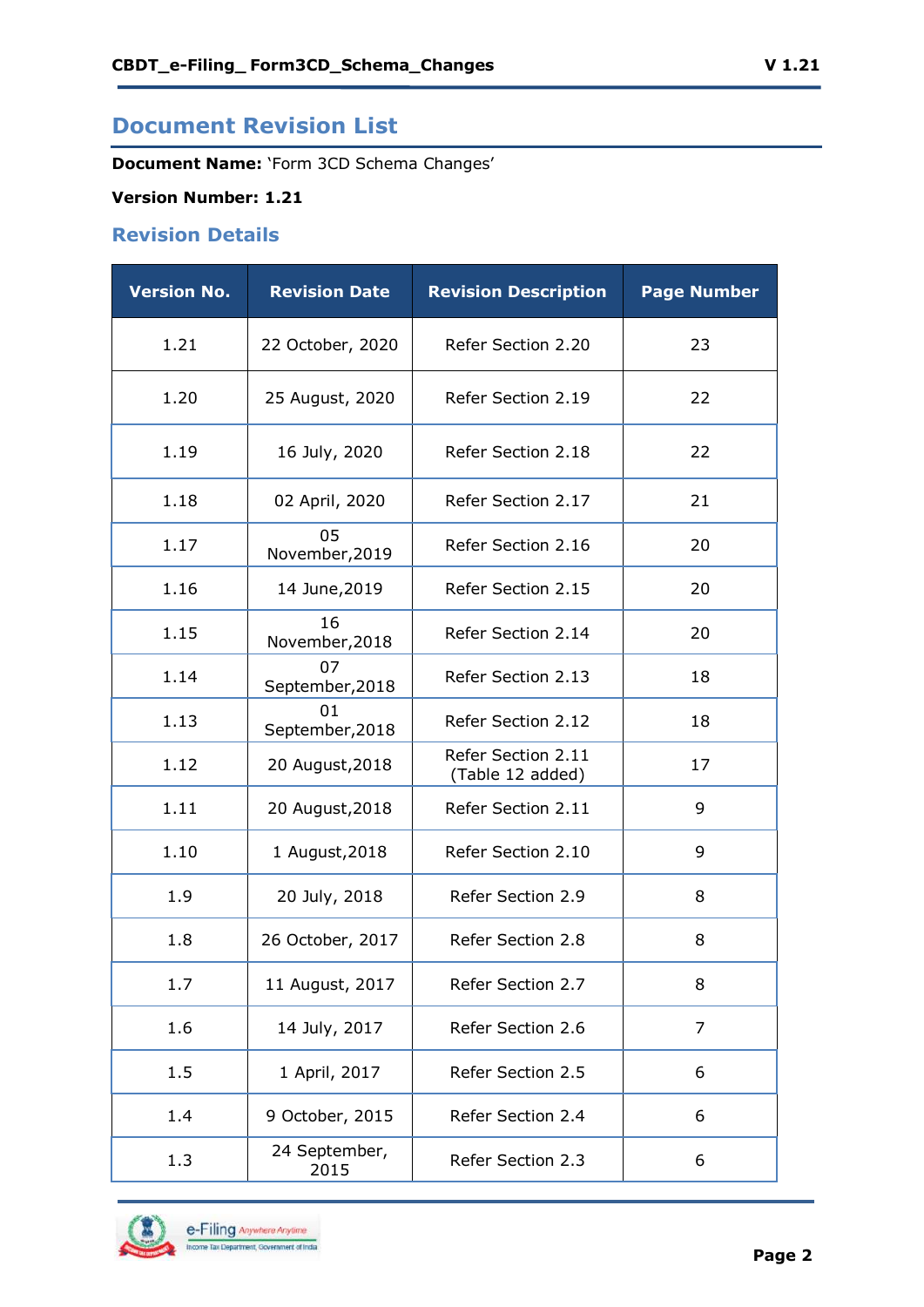# Document Revision List

**Document Name:** 'Form 3CD Schema Changes'

**Version Number: 1.21**

## Revision Details

| Version No. | Revision Date | Revision Description | Page Number |
|---|---|---|---|
| 1.21 | 22 October, 2020 | Refer Section 2.20 | 23 |
| 1.20 | 25 August, 2020 | Refer Section 2.19 | 22 |
| 1.19 | 16 July, 2020 | Refer Section 2.18 | 22 |
| 1.18 | 02 April, 2020 | Refer Section 2.17 | 21 |
| 1.17 | 05 November,2019 | Refer Section 2.16 | 20 |
| 1.16 | 14 June,2019 | Refer Section 2.15 | 20 |
| 1.15 | 16 November,2018 | Refer Section 2.14 | 20 |
| 1.14 | 07 September,2018 | Refer Section 2.13 | 18 |
| 1.13 | 01 September,2018 | Refer Section 2.12 | 18 |
| 1.12 | 20 August,2018 | Refer Section 2.11 (Table 12 added) | 17 |
| 1.11 | 20 August,2018 | Refer Section 2.11 | 9 |
| 1.10 | 1 August,2018 | Refer Section 2.10 | 9 |
| 1.9 | 20 July, 2018 | Refer Section 2.9 | 8 |
| 1.8 | 26 October, 2017 | Refer Section 2.8 | 8 |
| 1.7 | 11 August, 2017 | Refer Section 2.7 | 8 |
| 1.6 | 14 July, 2017 | Refer Section 2.6 | 7 |
| 1.5 | 1 April, 2017 | Refer Section 2.5 | 6 |
| 1.4 | 9 October, 2015 | Refer Section 2.4 | 6 |
| 1.3 | 24 September, 2015 | Refer Section 2.3 | 6 |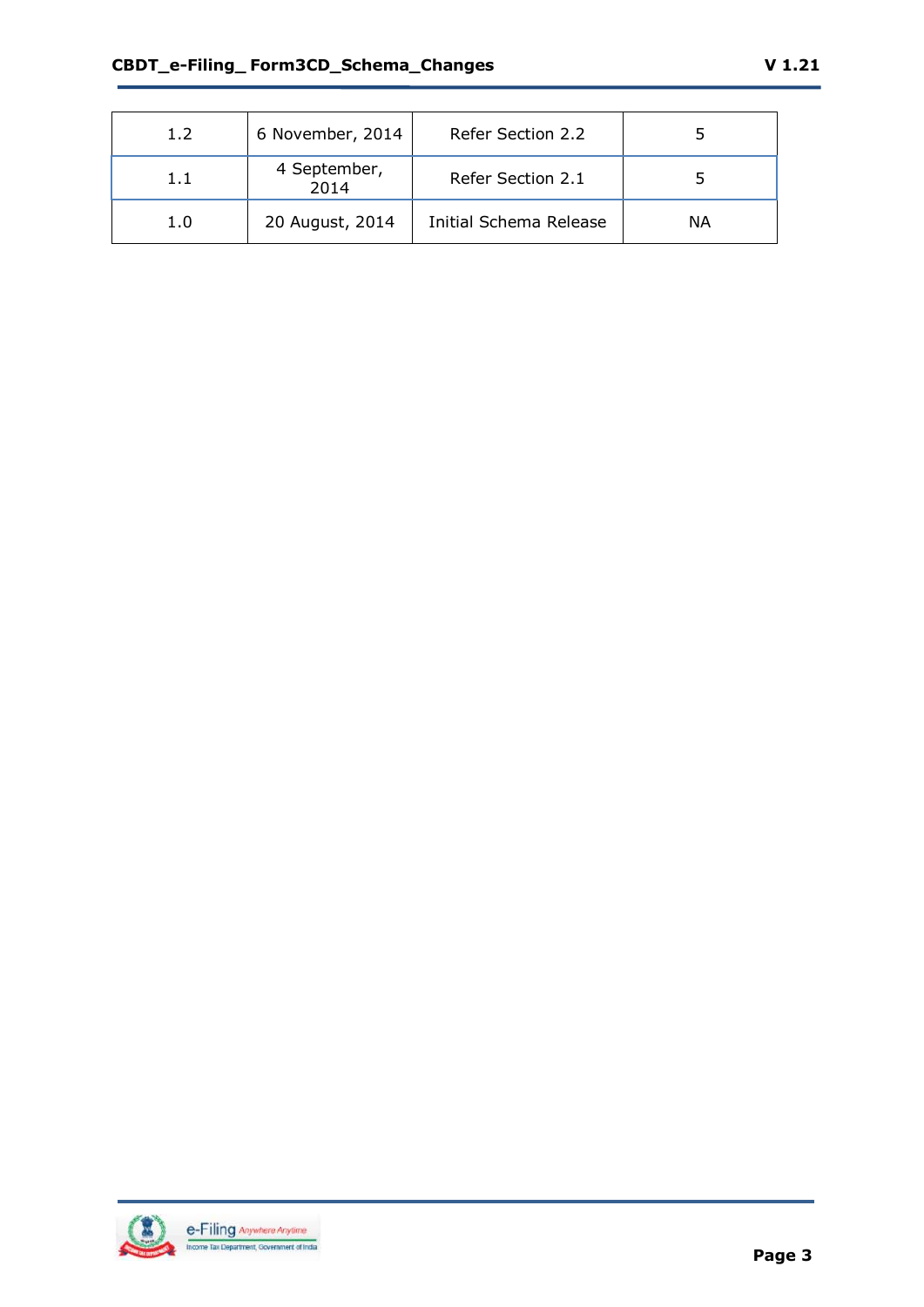| 1.2 | 6 November, 2014 | Refer Section 2.2 | 5 |
|---|---|---|---|
| 1.1 | 4 September, 2014 | Refer Section 2.1 | 5 |
| 1.0 | 20 August, 2014 | Initial Schema Release | NA |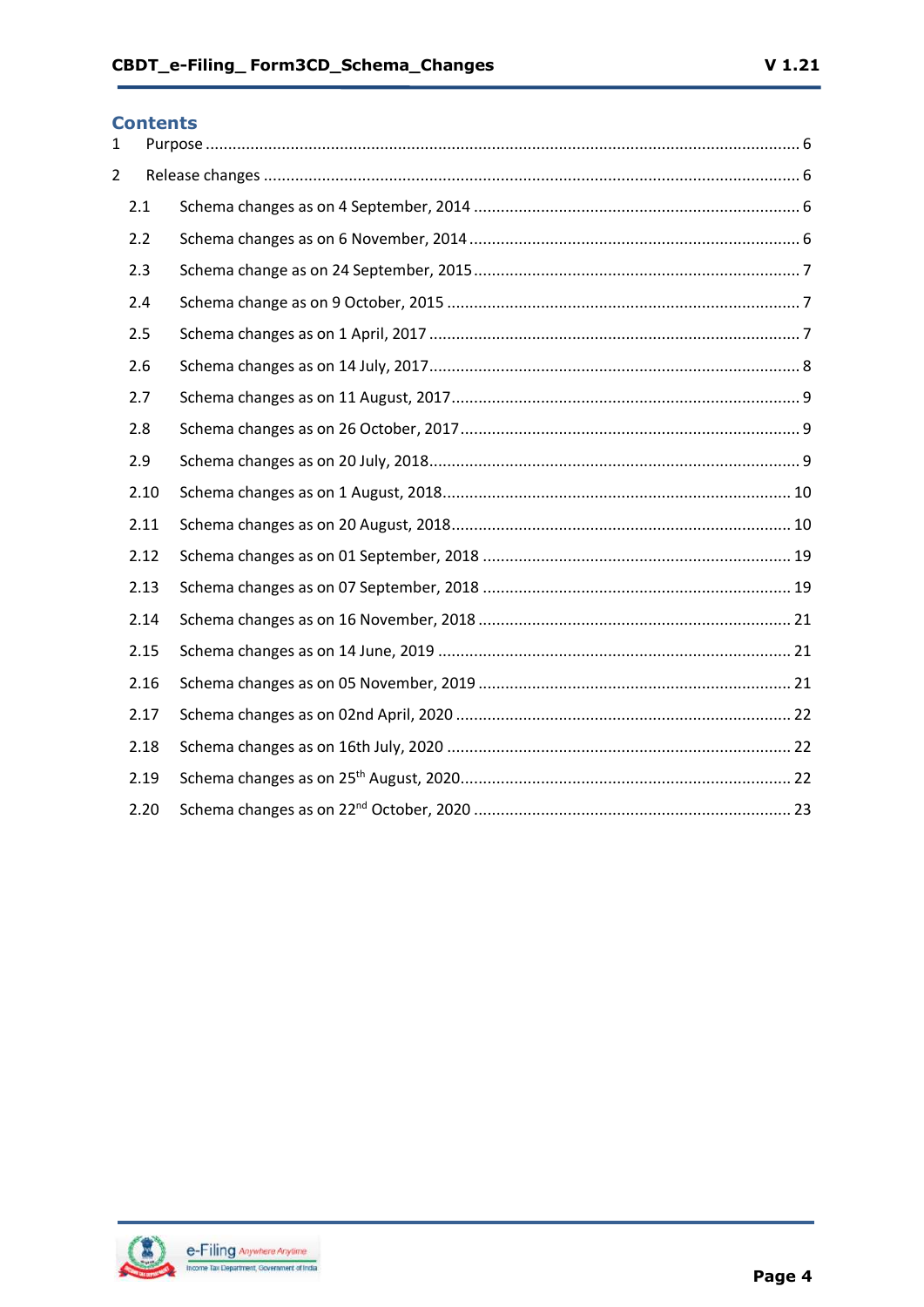## Contents

1 Purpose ........................................................................................................................ 6

2 Release changes ........................................................................................................... 6

2.1 Schema changes as on 4 September, 2014 ........................................................................ 6

2.2 Schema changes as on 6 November, 2014 ......................................................................... 6

2.3 Schema change as on 24 September, 2015 ......................................................................... 7

2.4 Schema change as on 9 October, 2015 .............................................................................. 7

2.5 Schema changes as on 1 April, 2017 .................................................................................. 7

2.6 Schema changes as on 14 July, 2017 .................................................................................. 8

2.7 Schema changes as on 11 August, 2017 ............................................................................. 9

2.8 Schema changes as on 26 October, 2017 ........................................................................... 9

2.9 Schema changes as on 20 July, 2018 .................................................................................. 9

2.10 Schema changes as on 1 August, 2018 ............................................................................ 10

2.11 Schema changes as on 20 August, 2018 ........................................................................... 10

2.12 Schema changes as on 01 September, 2018 .................................................................... 19

2.13 Schema changes as on 07 September, 2018 .................................................................... 19

2.14 Schema changes as on 16 November, 2018 ..................................................................... 21

2.15 Schema changes as on 14 June, 2019 .............................................................................. 21

2.16 Schema changes as on 05 November, 2019 ..................................................................... 21

2.17 Schema changes as on 02nd April, 2020 .......................................................................... 22

2.18 Schema changes as on 16th July, 2020 ............................................................................ 22

2.19 Schema changes as on 25th August, 2020 ........................................................................ 22

2.20 Schema changes as on 22nd October, 2020 ...................................................................... 23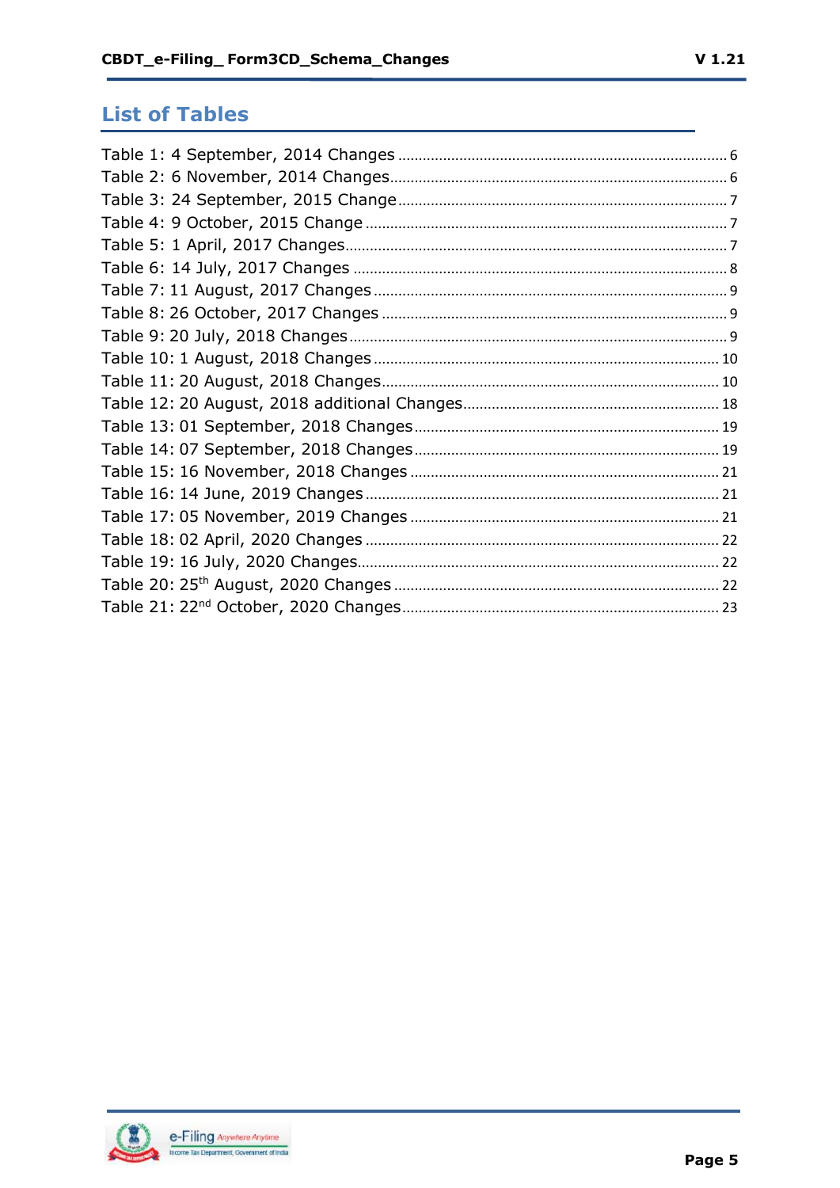## List of Tables

Table 1: 4 September, 2014 Changes ........................................................................ 6
Table 2: 6 November, 2014 Changes ......................................................................... 6
Table 3: 24 September, 2015 Change ........................................................................ 7
Table 4: 9 October, 2015 Change ............................................................................. 7
Table 5: 1 April, 2017 Changes ................................................................................. 7
Table 6: 14 July, 2017 Changes ................................................................................. 8
Table 7: 11 August, 2017 Changes ............................................................................ 9
Table 8: 26 October, 2017 Changes ........................................................................... 9
Table 9: 20 July, 2018 Changes ................................................................................. 9
Table 10: 1 August, 2018 Changes ........................................................................... 10
Table 11: 20 August, 2018 Changes .......................................................................... 10
Table 12: 20 August, 2018 additional Changes .......................................................... 18
Table 13: 01 September, 2018 Changes ..................................................................... 19
Table 14: 07 September, 2018 Changes ..................................................................... 19
Table 15: 16 November, 2018 Changes ...................................................................... 21
Table 16: 14 June, 2019 Changes ............................................................................... 21
Table 17: 05 November, 2019 Changes ....................................................................... 21
Table 18: 02 April, 2020 Changes ............................................................................... 22
Table 19: 16 July, 2020 Changes ................................................................................ 22
Table 20: 25th August, 2020 Changes .......................................................................... 22
Table 21: 22nd October, 2020 Changes ........................................................................ 23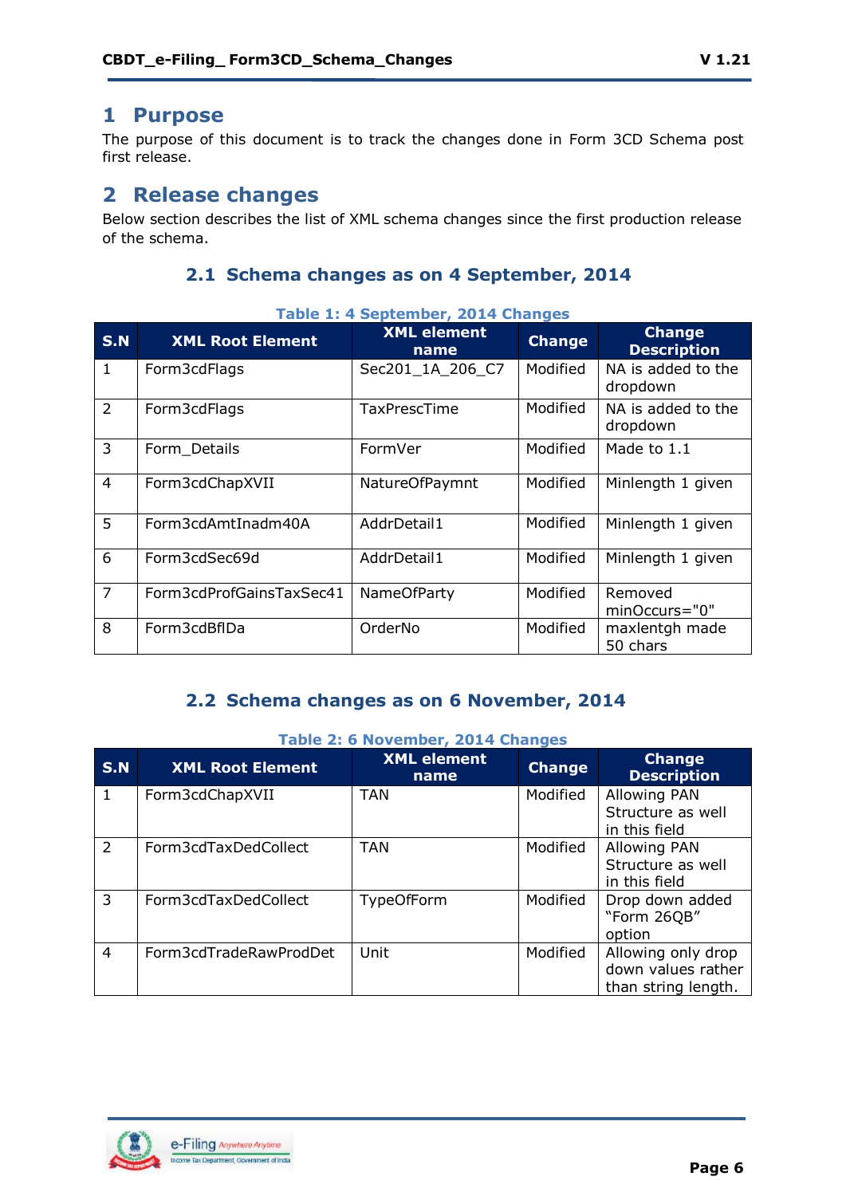# 1 Purpose

The purpose of this document is to track the changes done in Form 3CD Schema post first release.

# 2 Release changes

Below section describes the list of XML schema changes since the first production release of the schema.

## 2.1 Schema changes as on 4 September, 2014

Table 1: 4 September, 2014 Changes

| S.N | XML Root Element | XML element name | Change | Change Description |
|---|---|---|---|---|
| 1 | Form3cdFlags | Sec201_1A_206_C7 | Modified | NA is added to the dropdown |
| 2 | Form3cdFlags | TaxPrescTime | Modified | NA is added to the dropdown |
| 3 | Form_Details | FormVer | Modified | Made to 1.1 |
| 4 | Form3cdChapXVII | NatureOfPaymnt | Modified | Minlength 1 given |
| 5 | Form3cdAmtInadm40A | AddrDetail1 | Modified | Minlength 1 given |
| 6 | Form3cdSec69d | AddrDetail1 | Modified | Minlength 1 given |
| 7 | Form3cdProfGainsTaxSec41 | NameOfParty | Modified | Removed minOccurs="0" |
| 8 | Form3cdBflDa | OrderNo | Modified | maxlentgh made 50 chars |

## 2.2 Schema changes as on 6 November, 2014

Table 2: 6 November, 2014 Changes

| S.N | XML Root Element | XML element name | Change | Change Description |
|---|---|---|---|---|
| 1 | Form3cdChapXVII | TAN | Modified | Allowing PAN Structure as well in this field |
| 2 | Form3cdTaxDedCollect | TAN | Modified | Allowing PAN Structure as well in this field |
| 3 | Form3cdTaxDedCollect | TypeOfForm | Modified | Drop down added "Form 26QB" option |
| 4 | Form3cdTradeRawProdDet | Unit | Modified | Allowing only drop down values rather than string length. |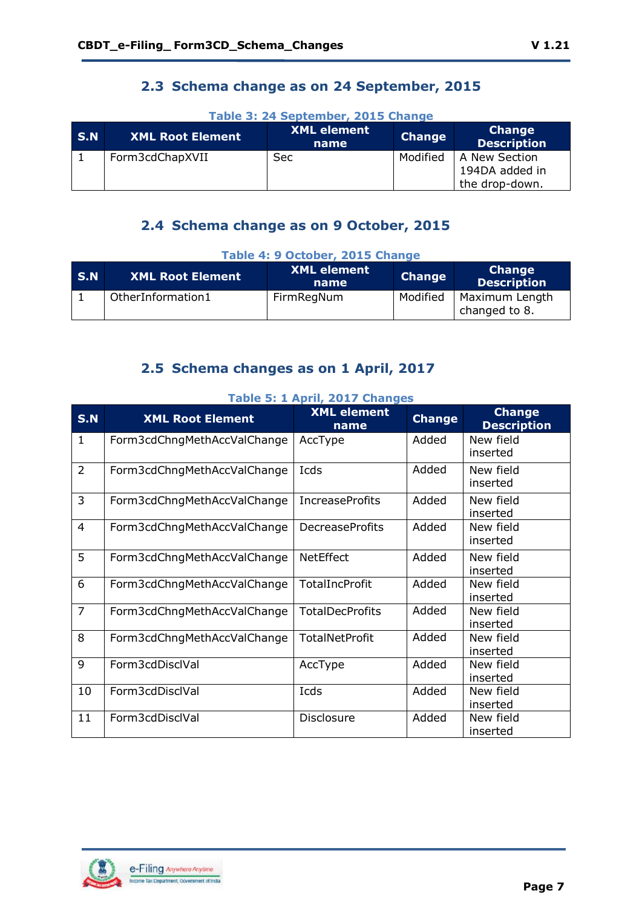## 2.3 Schema change as on 24 September, 2015

Table 3: 24 September, 2015 Change

| S.N | XML Root Element | XML element name | Change | Change Description |
|---|---|---|---|---|
| 1 | Form3cdChapXVII | Sec | Modified | A New Section 194DA added in the drop-down. |

## 2.4 Schema change as on 9 October, 2015

Table 4: 9 October, 2015 Change

| S.N | XML Root Element | XML element name | Change | Change Description |
|---|---|---|---|---|
| 1 | OtherInformation1 | FirmRegNum | Modified | Maximum Length changed to 8. |

## 2.5 Schema changes as on 1 April, 2017

Table 5: 1 April, 2017 Changes

| S.N | XML Root Element | XML element name | Change | Change Description |
|---|---|---|---|---|
| 1 | Form3cdChngMethAccValChange | AccType | Added | New field inserted |
| 2 | Form3cdChngMethAccValChange | Icds | Added | New field inserted |
| 3 | Form3cdChngMethAccValChange | IncreaseProfits | Added | New field inserted |
| 4 | Form3cdChngMethAccValChange | DecreaseProfits | Added | New field inserted |
| 5 | Form3cdChngMethAccValChange | NetEffect | Added | New field inserted |
| 6 | Form3cdChngMethAccValChange | TotalIncProfit | Added | New field inserted |
| 7 | Form3cdChngMethAccValChange | TotalDecProfits | Added | New field inserted |
| 8 | Form3cdChngMethAccValChange | TotalNetProfit | Added | New field inserted |
| 9 | Form3cdDisclVal | AccType | Added | New field inserted |
| 10 | Form3cdDisclVal | Icds | Added | New field inserted |
| 11 | Form3cdDisclVal | Disclosure | Added | New field inserted |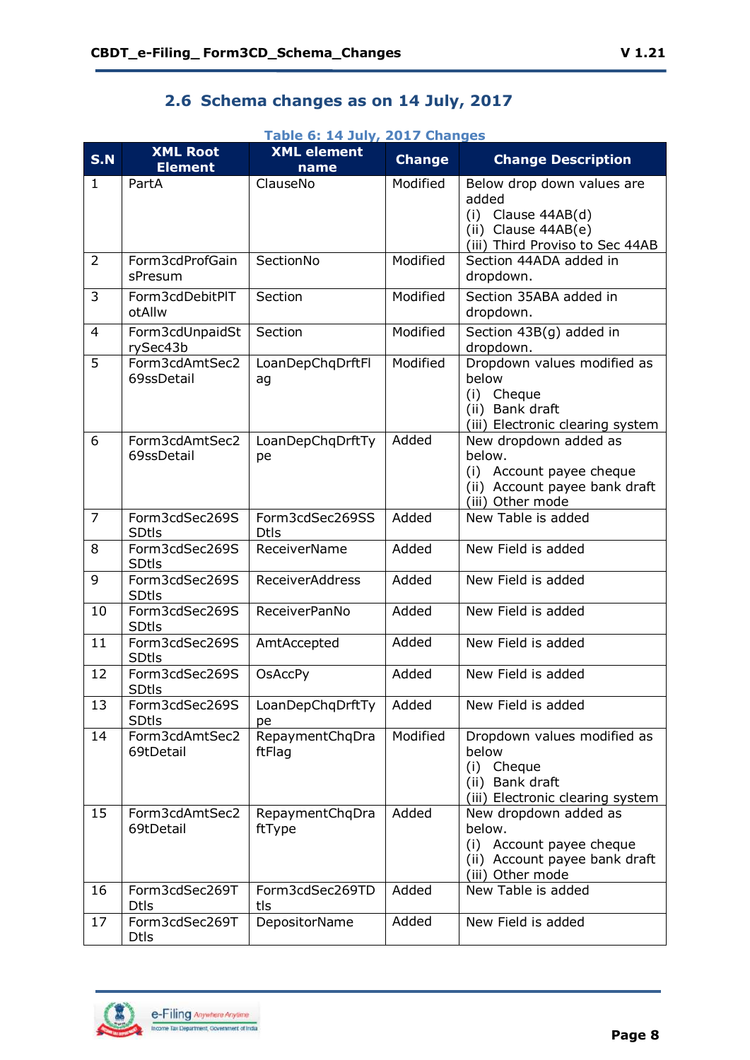## 2.6 Schema changes as on 14 July, 2017

Table 6: 14 July, 2017 Changes

| S.N | XML Root Element | XML element name | Change | Change Description |
|---|---|---|---|---|
| 1 | PartA | ClauseNo | Modified | Below drop down values are added (i) Clause 44AB(d) (ii) Clause 44AB(e) (iii) Third Proviso to Sec 44AB |
| 2 | Form3cdProfGainsPresum | SectionNo | Modified | Section 44ADA added in dropdown. |
| 3 | Form3cdDebitPlTotAllw | Section | Modified | Section 35ABA added in dropdown. |
| 4 | Form3cdUnpaidStrySec43b | Section | Modified | Section 43B(g) added in dropdown. |
| 5 | Form3cdAmtSec269ssDetail | LoanDepChqDrftFlag | Modified | Dropdown values modified as below (i) Cheque (ii) Bank draft (iii) Electronic clearing system |
| 6 | Form3cdAmtSec269ssDetail | LoanDepChqDrftType | Added | New dropdown added as below. (i) Account payee cheque (ii) Account payee bank draft (iii) Other mode |
| 7 | Form3cdSec269SSDtls | Form3cdSec269SSDtls | Added | New Table is added |
| 8 | Form3cdSec269SSDtls | ReceiverName | Added | New Field is added |
| 9 | Form3cdSec269SSDtls | ReceiverAddress | Added | New Field is added |
| 10 | Form3cdSec269SSDtls | ReceiverPanNo | Added | New Field is added |
| 11 | Form3cdSec269SSDtls | AmtAccepted | Added | New Field is added |
| 12 | Form3cdSec269SSDtls | OsAccPy | Added | New Field is added |
| 13 | Form3cdSec269SSDtls | LoanDepChqDrftType | Added | New Field is added |
| 14 | Form3cdAmtSec269tDetail | RepaymentChqDraftFlag | Modified | Dropdown values modified as below (i) Cheque (ii) Bank draft (iii) Electronic clearing system |
| 15 | Form3cdAmtSec269tDetail | RepaymentChqDraftType | Added | New dropdown added as below. (i) Account payee cheque (ii) Account payee bank draft (iii) Other mode |
| 16 | Form3cdSec269TDtls | Form3cdSec269TDtls | Added | New Table is added |
| 17 | Form3cdSec269TDtls | DepositorName | Added | New Field is added |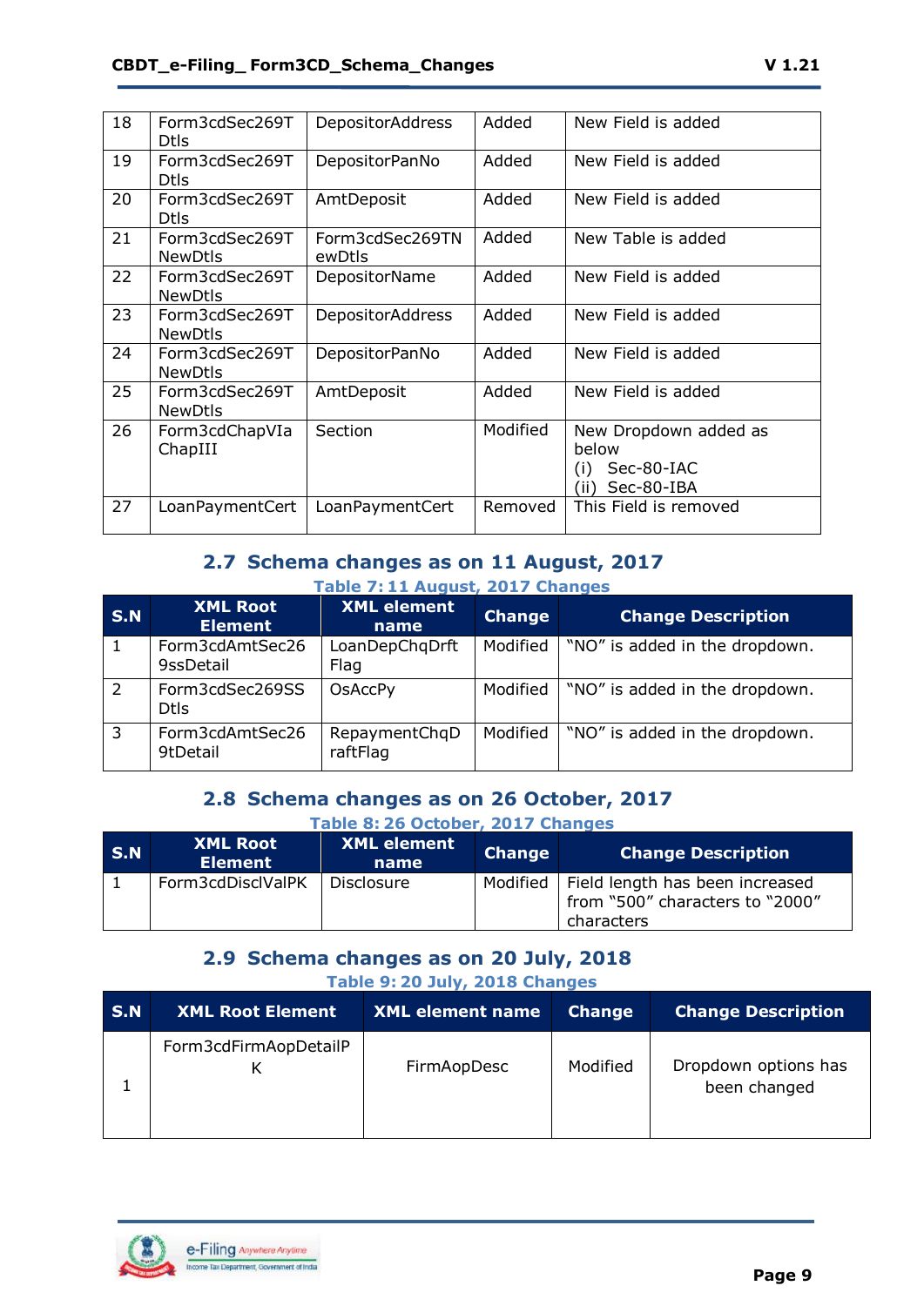| 18 | Form3cdSec269TDtls | DepositorAddress | Added | New Field is added |
|---|---|---|---|---|
| 19 | Form3cdSec269TDtls | DepositorPanNo | Added | New Field is added |
| 20 | Form3cdSec269TDtls | AmtDeposit | Added | New Field is added |
| 21 | Form3cdSec269TNewDtls | Form3cdSec269TNewDtls | Added | New Table is added |
| 22 | Form3cdSec269TNewDtls | DepositorName | Added | New Field is added |
| 23 | Form3cdSec269TNewDtls | DepositorAddress | Added | New Field is added |
| 24 | Form3cdSec269TNewDtls | DepositorPanNo | Added | New Field is added |
| 25 | Form3cdSec269TNewDtls | AmtDeposit | Added | New Field is added |
| 26 | Form3cdChapVIaChapIII | Section | Modified | New Dropdown added as below (i) Sec-80-IAC (ii) Sec-80-IBA |
| 27 | LoanPaymentCert | LoanPaymentCert | Removed | This Field is removed |

## 2.7 Schema changes as on 11 August, 2017

**Table 7: 11 August, 2017 Changes**

| S.N | XML Root Element | XML element name | Change | Change Description |
|---|---|---|---|---|
| 1 | Form3cdAmtSec269ssDetail | LoanDepChqDrftFlag | Modified | "NO" is added in the dropdown. |
| 2 | Form3cdSec269SSDtls | OsAccPy | Modified | "NO" is added in the dropdown. |
| 3 | Form3cdAmtSec269tDetail | RepaymentChqDraftFlag | Modified | "NO" is added in the dropdown. |

## 2.8 Schema changes as on 26 October, 2017

**Table 8: 26 October, 2017 Changes**

| S.N | XML Root Element | XML element name | Change | Change Description |
|---|---|---|---|---|
| 1 | Form3cdDisclValPK | Disclosure | Modified | Field length has been increased from "500" characters to "2000" characters |

## 2.9 Schema changes as on 20 July, 2018

**Table 9: 20 July, 2018 Changes**

| S.N | XML Root Element | XML element name | Change | Change Description |
|---|---|---|---|---|
| 1 | Form3cdFirmAopDetailPK | FirmAopDesc | Modified | Dropdown options has been changed |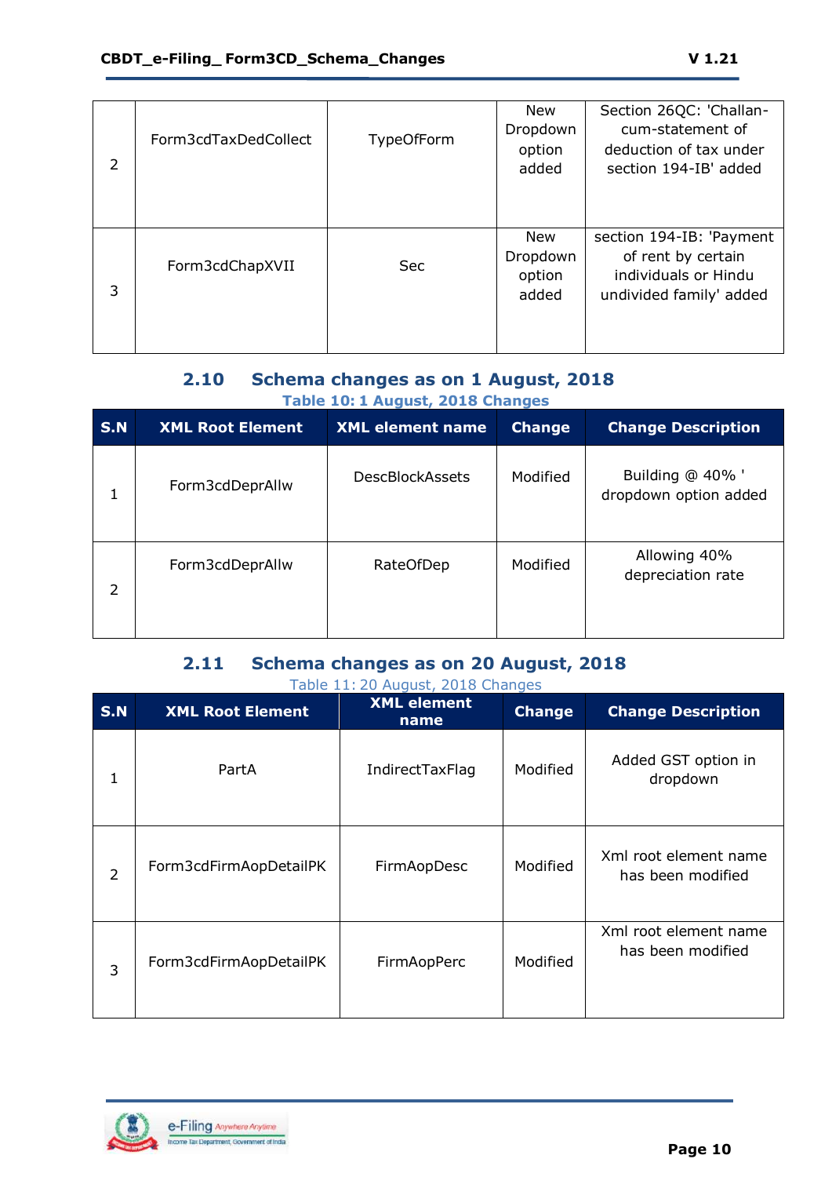| | | | | |
|---|---|---|---|---|
| 2 | Form3cdTaxDedCollect | TypeOfForm | New Dropdown option added | Section 26QC: 'Challan-cum-statement of deduction of tax under section 194-IB' added |
| 3 | Form3cdChapXVII | Sec | New Dropdown option added | section 194-IB: 'Payment of rent by certain individuals or Hindu undivided family' added |

## 2.10 Schema changes as on 1 August, 2018

Table 10: 1 August, 2018 Changes

| S.N | XML Root Element | XML element name | Change | Change Description |
|---|---|---|---|---|
| 1 | Form3cdDeprAllw | DescBlockAssets | Modified | Building @ 40% ' dropdown option added |
| 2 | Form3cdDeprAllw | RateOfDep | Modified | Allowing 40% depreciation rate |

## 2.11 Schema changes as on 20 August, 2018

Table 11: 20 August, 2018 Changes

| S.N | XML Root Element | XML element name | Change | Change Description |
|---|---|---|---|---|
| 1 | PartA | IndirectTaxFlag | Modified | Added GST option in dropdown |
| 2 | Form3cdFirmAopDetailPK | FirmAopDesc | Modified | Xml root element name has been modified |
| 3 | Form3cdFirmAopDetailPK | FirmAopPerc | Modified | Xml root element name has been modified |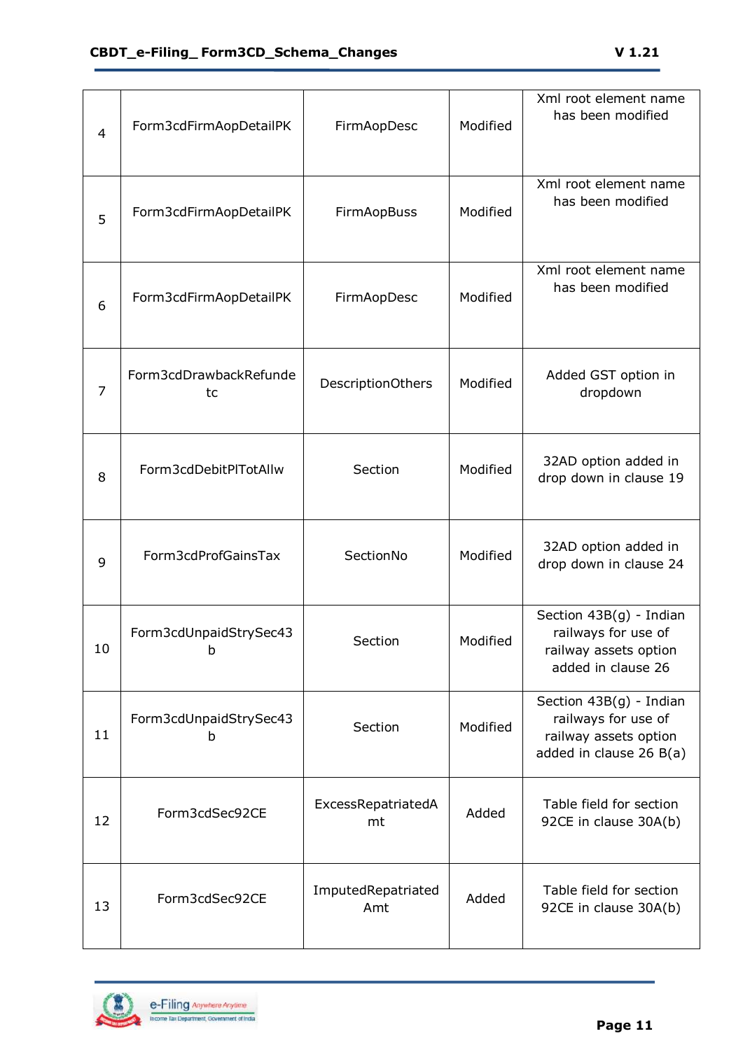| 4 | Form3cdFirmAopDetailPK | FirmAopDesc | Modified | Xml root element name has been modified |
|---|---|---|---|---|
| 5 | Form3cdFirmAopDetailPK | FirmAopBuss | Modified | Xml root element name has been modified |
| 6 | Form3cdFirmAopDetailPK | FirmAopDesc | Modified | Xml root element name has been modified |
| 7 | Form3cdDrawbackRefundetc | DescriptionOthers | Modified | Added GST option in dropdown |
| 8 | Form3cdDebitPlTotAllw | Section | Modified | 32AD option added in drop down in clause 19 |
| 9 | Form3cdProfGainsTax | SectionNo | Modified | 32AD option added in drop down in clause 24 |
| 10 | Form3cdUnpaidStrySec43b | Section | Modified | Section 43B(g) - Indian railways for use of railway assets option added in clause 26 |
| 11 | Form3cdUnpaidStrySec43b | Section | Modified | Section 43B(g) - Indian railways for use of railway assets option added in clause 26 B(a) |
| 12 | Form3cdSec92CE | ExcessRepatriatedAmt | Added | Table field for section 92CE in clause 30A(b) |
| 13 | Form3cdSec92CE | ImputedRepatriatedAmt | Added | Table field for section 92CE in clause 30A(b) |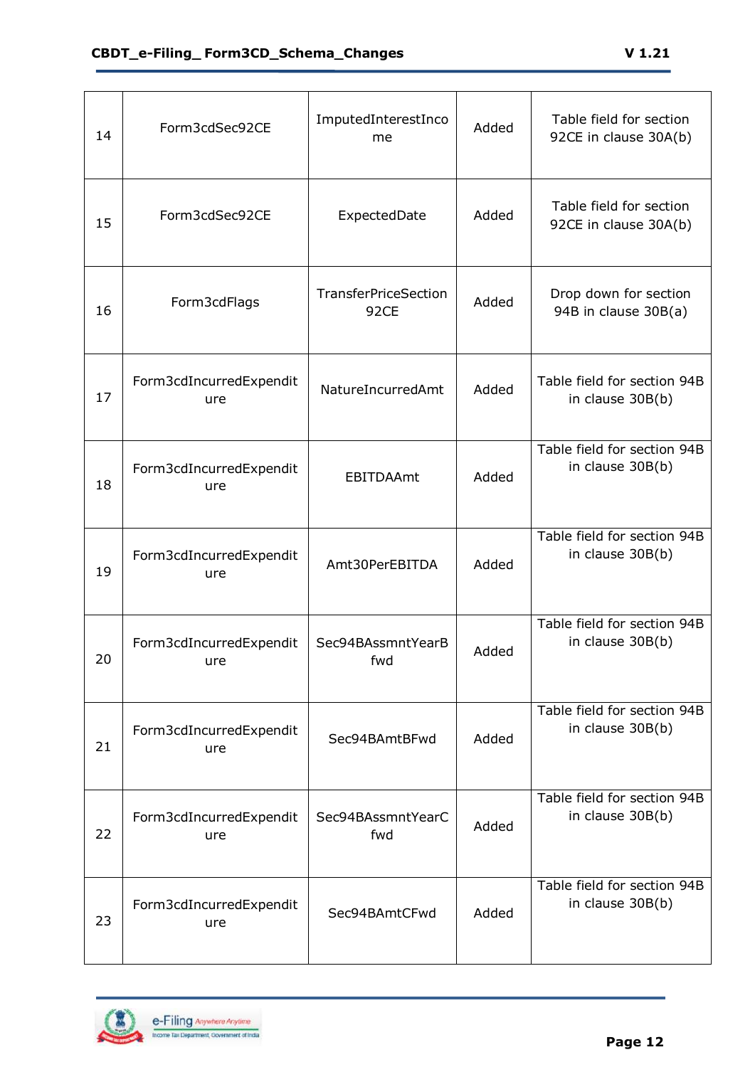| 14 | Form3cdSec92CE | ImputedInterestIncome | Added | Table field for section 92CE in clause 30A(b) |
|---|---|---|---|---|
| 15 | Form3cdSec92CE | ExpectedDate | Added | Table field for section 92CE in clause 30A(b) |
| 16 | Form3cdFlags | TransferPriceSection92CE | Added | Drop down for section 94B in clause 30B(a) |
| 17 | Form3cdIncurredExpenditure | NatureIncurredAmt | Added | Table field for section 94B in clause 30B(b) |
| 18 | Form3cdIncurredExpenditure | EBITDAAmt | Added | Table field for section 94B in clause 30B(b) |
| 19 | Form3cdIncurredExpenditure | Amt30PerEBITDA | Added | Table field for section 94B in clause 30B(b) |
| 20 | Form3cdIncurredExpenditure | Sec94BAssmntYearBfwd | Added | Table field for section 94B in clause 30B(b) |
| 21 | Form3cdIncurredExpenditure | Sec94BAmtBFwd | Added | Table field for section 94B in clause 30B(b) |
| 22 | Form3cdIncurredExpenditure | Sec94BAssmntYearCfwd | Added | Table field for section 94B in clause 30B(b) |
| 23 | Form3cdIncurredExpenditure | Sec94BAmtCFwd | Added | Table field for section 94B in clause 30B(b) |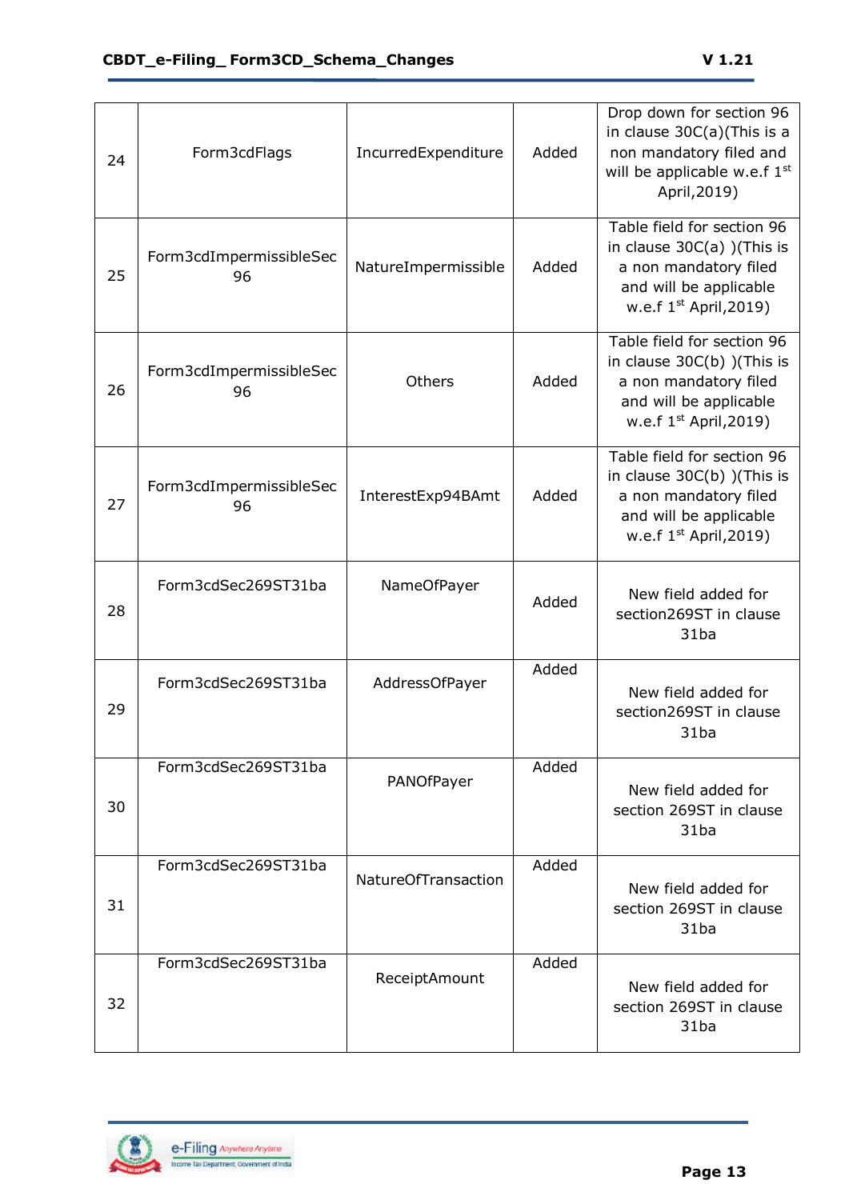| 24 | Form3cdFlags | IncurredExpenditure | Added | Drop down for section 96 in clause 30C(a)(This is a non mandatory filed and will be applicable w.e.f 1st April,2019) |
|---|---|---|---|---|
| 25 | Form3cdImpermissibleSec 96 | NatureImpermissible | Added | Table field for section 96 in clause 30C(a) )(This is a non mandatory filed and will be applicable w.e.f 1st April,2019) |
| 26 | Form3cdImpermissibleSec 96 | Others | Added | Table field for section 96 in clause 30C(b) )(This is a non mandatory filed and will be applicable w.e.f 1st April,2019) |
| 27 | Form3cdImpermissibleSec 96 | InterestExp94BAmt | Added | Table field for section 96 in clause 30C(b) )(This is a non mandatory filed and will be applicable w.e.f 1st April,2019) |
| 28 | Form3cdSec269ST31ba | NameOfPayer | Added | New field added for section269ST in clause 31ba |
| 29 | Form3cdSec269ST31ba | AddressOfPayer | Added | New field added for section269ST in clause 31ba |
| 30 | Form3cdSec269ST31ba | PANOfPayer | Added | New field added for section 269ST in clause 31ba |
| 31 | Form3cdSec269ST31ba | NatureOfTransaction | Added | New field added for section 269ST in clause 31ba |
| 32 | Form3cdSec269ST31ba | ReceiptAmount | Added | New field added for section 269ST in clause 31ba |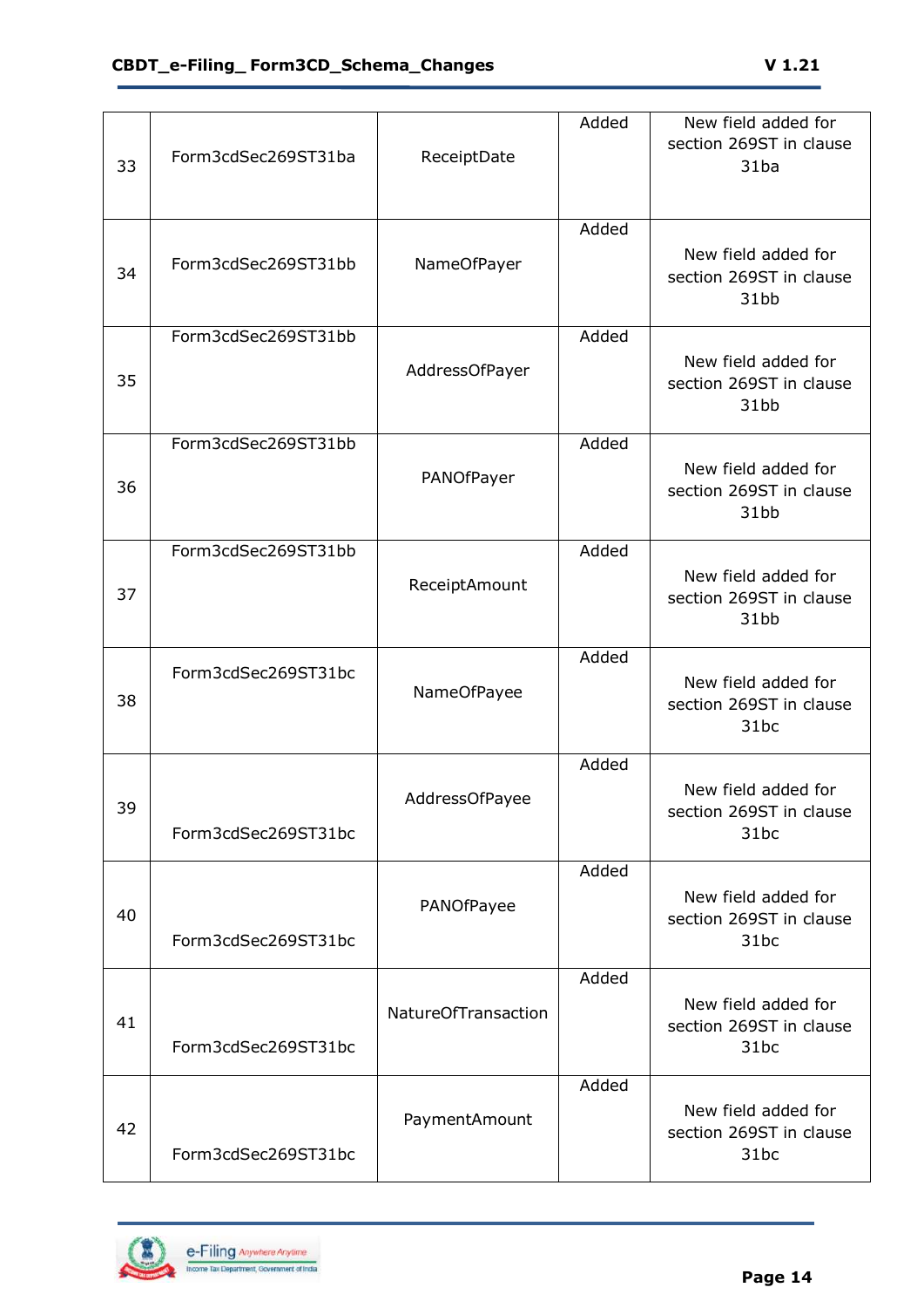| 33 | Form3cdSec269ST31ba | ReceiptDate | Added | New field added for section 269ST in clause 31ba |
|---|---|---|---|---|
| 34 | Form3cdSec269ST31bb | NameOfPayer | Added | New field added for section 269ST in clause 31bb |
| 35 | Form3cdSec269ST31bb | AddressOfPayer | Added | New field added for section 269ST in clause 31bb |
| 36 | Form3cdSec269ST31bb | PANOfPayer | Added | New field added for section 269ST in clause 31bb |
| 37 | Form3cdSec269ST31bb | ReceiptAmount | Added | New field added for section 269ST in clause 31bb |
| 38 | Form3cdSec269ST31bc | NameOfPayee | Added | New field added for section 269ST in clause 31bc |
| 39 | Form3cdSec269ST31bc | AddressOfPayee | Added | New field added for section 269ST in clause 31bc |
| 40 | Form3cdSec269ST31bc | PANOfPayee | Added | New field added for section 269ST in clause 31bc |
| 41 | Form3cdSec269ST31bc | NatureOfTransaction | Added | New field added for section 269ST in clause 31bc |
| 42 | Form3cdSec269ST31bc | PaymentAmount | Added | New field added for section 269ST in clause 31bc |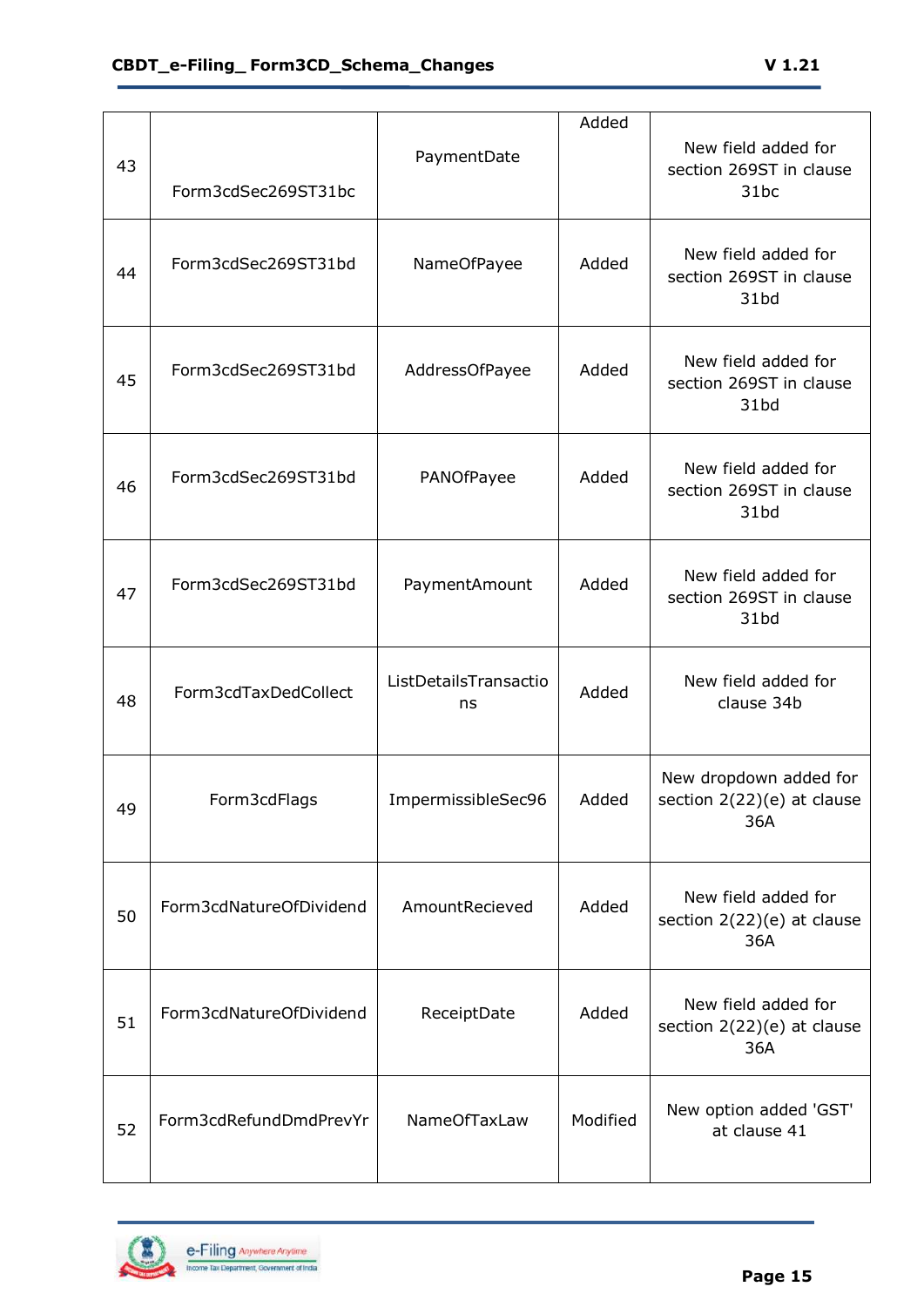| 43 | Form3cdSec269ST31bc | PaymentDate | Added | New field added for section 269ST in clause 31bc |
|---|---|---|---|---|
| 44 | Form3cdSec269ST31bd | NameOfPayee | Added | New field added for section 269ST in clause 31bd |
| 45 | Form3cdSec269ST31bd | AddressOfPayee | Added | New field added for section 269ST in clause 31bd |
| 46 | Form3cdSec269ST31bd | PANOfPayee | Added | New field added for section 269ST in clause 31bd |
| 47 | Form3cdSec269ST31bd | PaymentAmount | Added | New field added for section 269ST in clause 31bd |
| 48 | Form3cdTaxDedCollect | ListDetailsTransactions | Added | New field added for clause 34b |
| 49 | Form3cdFlags | ImpermissibleSec96 | Added | New dropdown added for section 2(22)(e) at clause 36A |
| 50 | Form3cdNatureOfDividend | AmountRecieved | Added | New field added for section 2(22)(e) at clause 36A |
| 51 | Form3cdNatureOfDividend | ReceiptDate | Added | New field added for section 2(22)(e) at clause 36A |
| 52 | Form3cdRefundDmdPrevYr | NameOfTaxLaw | Modified | New option added 'GST' at clause 41 |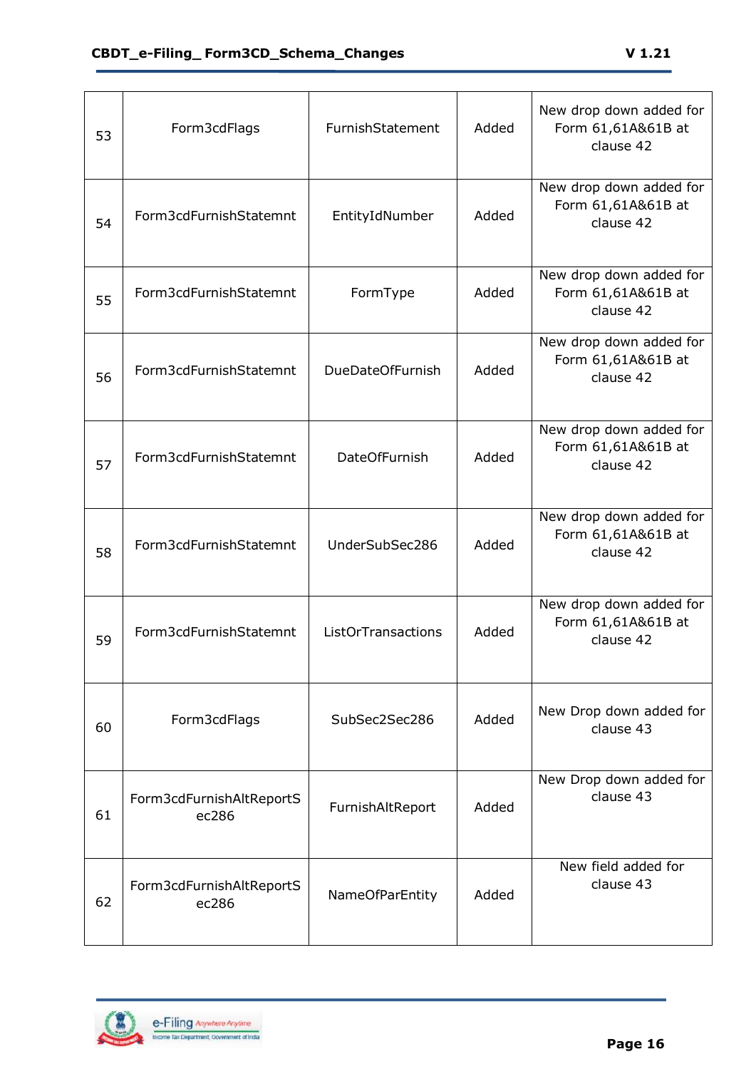| | | | | |
|---|---|---|---|---|
| 53 | Form3cdFlags | FurnishStatement | Added | New drop down added for Form 61,61A&61B at clause 42 |
| 54 | Form3cdFurnishStatemnt | EntityIdNumber | Added | New drop down added for Form 61,61A&61B at clause 42 |
| 55 | Form3cdFurnishStatemnt | FormType | Added | New drop down added for Form 61,61A&61B at clause 42 |
| 56 | Form3cdFurnishStatemnt | DueDateOfFurnish | Added | New drop down added for Form 61,61A&61B at clause 42 |
| 57 | Form3cdFurnishStatemnt | DateOfFurnish | Added | New drop down added for Form 61,61A&61B at clause 42 |
| 58 | Form3cdFurnishStatemnt | UnderSubSec286 | Added | New Drop down added for Form 61,61A&61B at clause 42 |
| 59 | Form3cdFurnishStatemnt | ListOrTransactions | Added | New drop down added for Form 61,61A&61B at clause 42 |
| 60 | Form3cdFlags | SubSec2Sec286 | Added | New Drop down added for clause 43 |
| 61 | Form3cdFurnishAltReportSec286 | FurnishAltReport | Added | New Drop down added for clause 43 |
| 62 | Form3cdFurnishAltReportSec286 | NameOfParEntity | Added | New field added for clause 43 |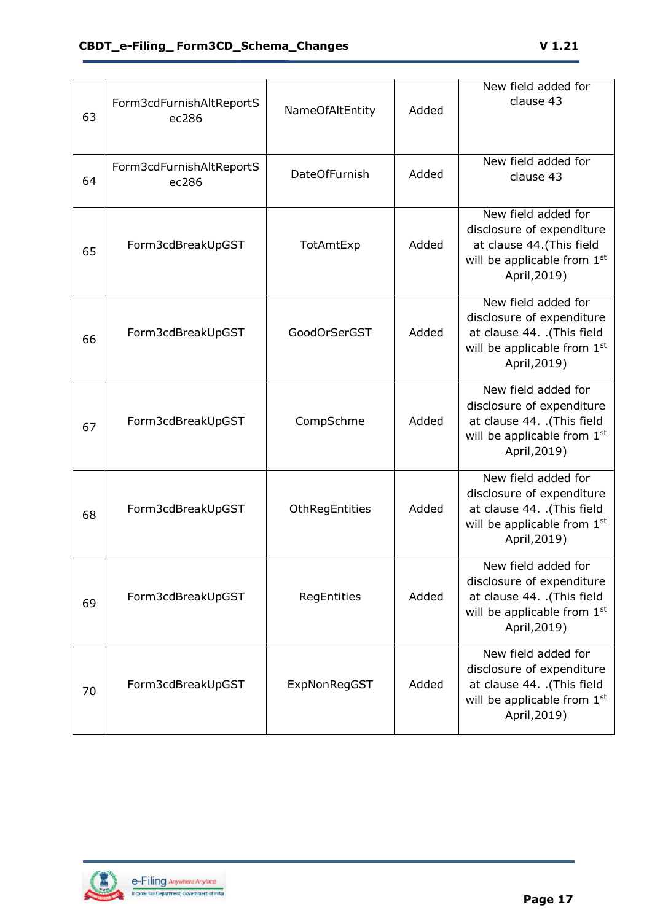| 63 | Form3cdFurnishAltReportSec286 | NameOfAltEntity | Added | New field added for clause 43 |
|---|---|---|---|---|
| 64 | Form3cdFurnishAltReportSec286 | DateOfFurnish | Added | New field added for clause 43 |
| 65 | Form3cdBreakUpGST | TotAmtExp | Added | New field added for disclosure of expenditure at clause 44.(This field will be applicable from 1st April,2019) |
| 66 | Form3cdBreakUpGST | GoodOrSerGST | Added | New field added for disclosure of expenditure at clause 44. .(This field will be applicable from 1st April,2019) |
| 67 | Form3cdBreakUpGST | CompSchme | Added | New field added for disclosure of expenditure at clause 44. .(This field will be applicable from 1st April,2019) |
| 68 | Form3cdBreakUpGST | OthRegEntities | Added | New field added for disclosure of expenditure at clause 44. .(This field will be applicable from 1st April,2019) |
| 69 | Form3cdBreakUpGST | RegEntities | Added | New field added for disclosure of expenditure at clause 44. .(This field will be applicable from 1st April,2019) |
| 70 | Form3cdBreakUpGST | ExpNonRegGST | Added | New field added for disclosure of expenditure at clause 44. .(This field will be applicable from 1st April,2019) |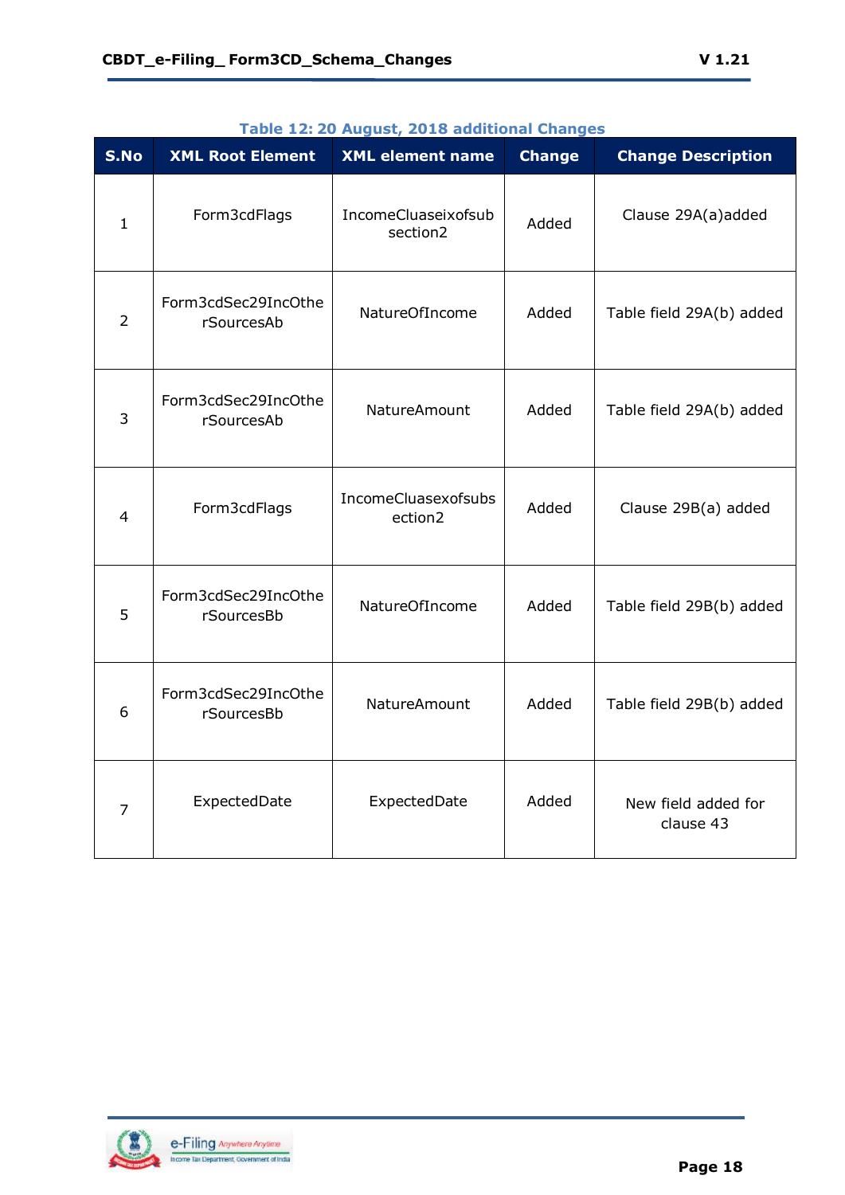Table 12: 20 August, 2018 additional Changes

| S.No | XML Root Element | XML element name | Change | Change Description |
|---|---|---|---|---|
| 1 | Form3cdFlags | IncomeCluaseixofsubsection2 | Added | Clause 29A(a)added |
| 2 | Form3cdSec29IncOtherSourcesAb | NatureOfIncome | Added | Table field 29A(b) added |
| 3 | Form3cdSec29IncOtherSourcesAb | NatureAmount | Added | Table field 29A(b) added |
| 4 | Form3cdFlags | IncomeCluasexofsubsection2 | Added | Clause 29B(a) added |
| 5 | Form3cdSec29IncOtherSourcesBb | NatureOfIncome | Added | Table field 29B(b) added |
| 6 | Form3cdSec29IncOtherSourcesBb | NatureAmount | Added | Table field 29B(b) added |
| 7 | ExpectedDate | ExpectedDate | Added | New field added for clause 43 |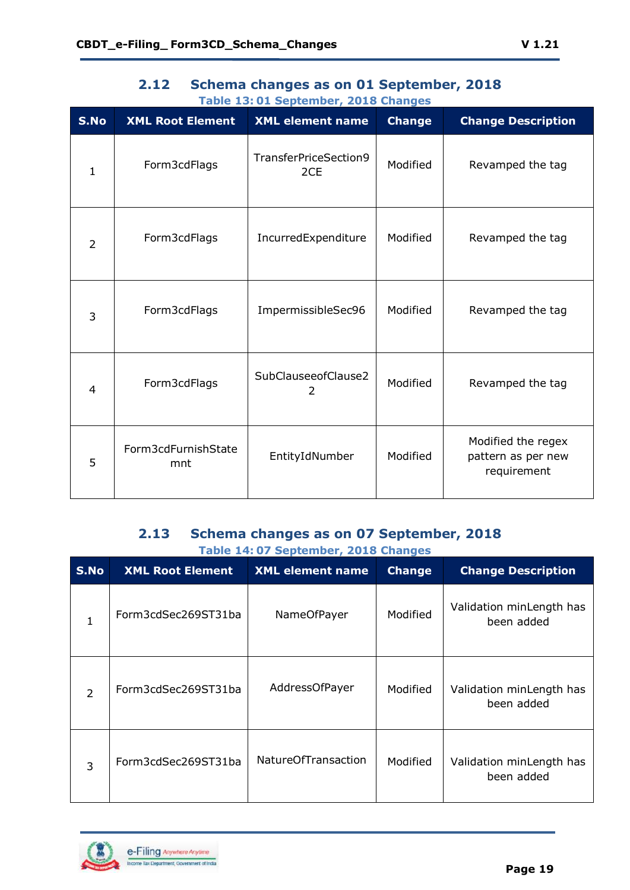## 2.12 Schema changes as on 01 September, 2018

Table 13: 01 September, 2018 Changes

| S.No | XML Root Element | XML element name | Change | Change Description |
|---|---|---|---|---|
| 1 | Form3cdFlags | TransferPriceSection92CE | Modified | Revamped the tag |
| 2 | Form3cdFlags | IncurredExpenditure | Modified | Revamped the tag |
| 3 | Form3cdFlags | ImpermissibleSec96 | Modified | Revamped the tag |
| 4 | Form3cdFlags | SubClauseeofClause22 | Modified | Revamped the tag |
| 5 | Form3cdFurnishStatemnt | EntityIdNumber | Modified | Modified the regex pattern as per new requirement |

## 2.13 Schema changes as on 07 September, 2018

Table 14: 07 September, 2018 Changes

| S.No | XML Root Element | XML element name | Change | Change Description |
|---|---|---|---|---|
| 1 | Form3cdSec269ST31ba | NameOfPayer | Modified | Validation minLength has been added |
| 2 | Form3cdSec269ST31ba | AddressOfPayer | Modified | Validation minLength has been added |
| 3 | Form3cdSec269ST31ba | NatureOfTransaction | Modified | Validation minLength has been added |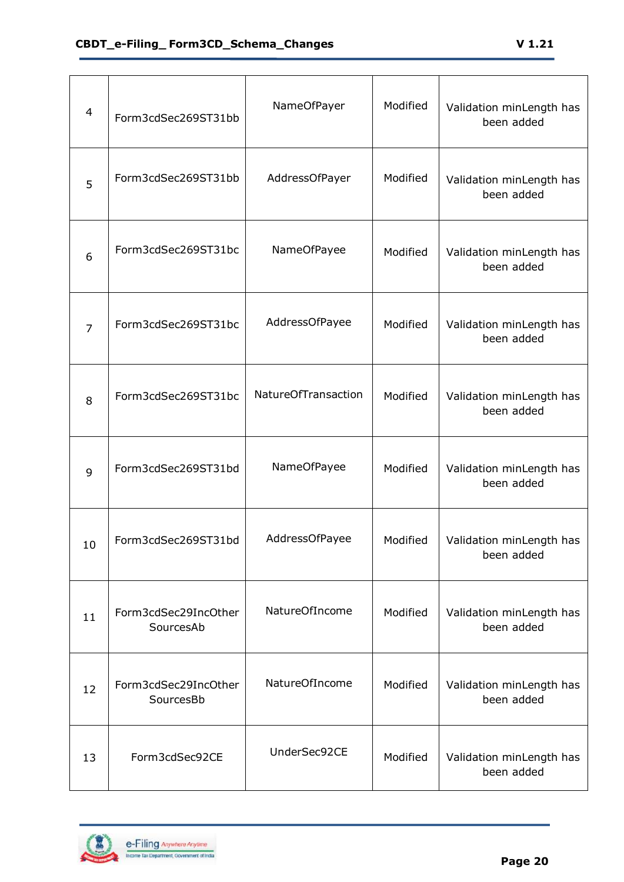| 4 | Form3cdSec269ST31bb | NameOfPayer | Modified | Validation minLength has been added |
|---|---|---|---|---|
| 5 | Form3cdSec269ST31bb | AddressOfPayer | Modified | Validation minLength has been added |
| 6 | Form3cdSec269ST31bc | NameOfPayee | Modified | Validation minLength has been added |
| 7 | Form3cdSec269ST31bc | AddressOfPayee | Modified | Validation minLength has been added |
| 8 | Form3cdSec269ST31bc | NatureOfTransaction | Modified | Validation minLength has been added |
| 9 | Form3cdSec269ST31bd | NameOfPayee | Modified | Validation minLength has been added |
| 10 | Form3cdSec269ST31bd | AddressOfPayee | Modified | Validation minLength has been added |
| 11 | Form3cdSec29IncOtherSourcesAb | NatureOfIncome | Modified | Validation minLength has been added |
| 12 | Form3cdSec29IncOtherSourcesBb | NatureOfIncome | Modified | Validation minLength has been added |
| 13 | Form3cdSec92CE | UnderSec92CE | Modified | Validation minLength has been added |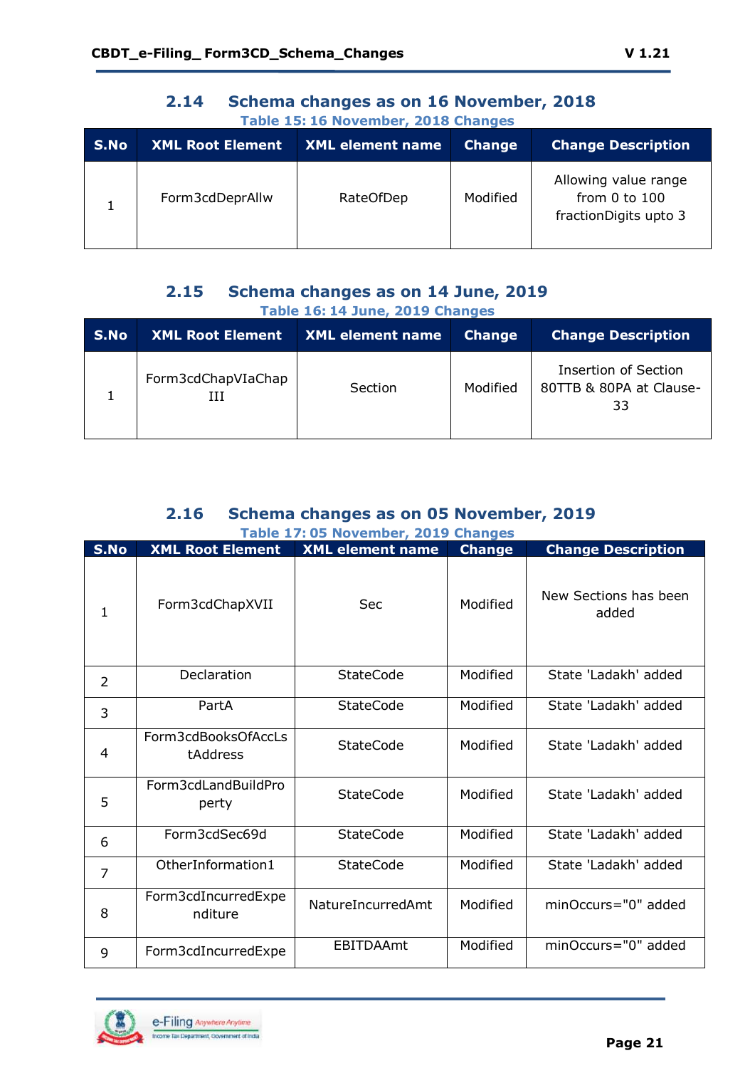## 2.14 Schema changes as on 16 November, 2018

Table 15: 16 November, 2018 Changes

| S.No | XML Root Element | XML element name | Change | Change Description |
|---|---|---|---|---|
| 1 | Form3cdDeprAllw | RateOfDep | Modified | Allowing value range from 0 to 100 fractionDigits upto 3 |

## 2.15 Schema changes as on 14 June, 2019

Table 16: 14 June, 2019 Changes

| S.No | XML Root Element | XML element name | Change | Change Description |
|---|---|---|---|---|
| 1 | Form3cdChapVIaChapIII | Section | Modified | Insertion of Section 80TTB & 80PA at Clause-33 |

## 2.16 Schema changes as on 05 November, 2019

Table 17: 05 November, 2019 Changes

| S.No | XML Root Element | XML element name | Change | Change Description |
|---|---|---|---|---|
| 1 | Form3cdChapXVII | Sec | Modified | New Sections has been added |
| 2 | Declaration | StateCode | Modified | State 'Ladakh' added |
| 3 | PartA | StateCode | Modified | State 'Ladakh' added |
| 4 | Form3cdBooksOfAccLstAddress | StateCode | Modified | State 'Ladakh' added |
| 5 | Form3cdLandBuildProperty | StateCode | Modified | State 'Ladakh' added |
| 6 | Form3cdSec69d | StateCode | Modified | State 'Ladakh' added |
| 7 | OtherInformation1 | StateCode | Modified | State 'Ladakh' added |
| 8 | Form3cdIncurredExpenditure | NatureIncurredAmt | Modified | minOccurs="0" added |
| 9 | Form3cdIncurredExpe | EBITDAAmt | Modified | minOccurs="0" added |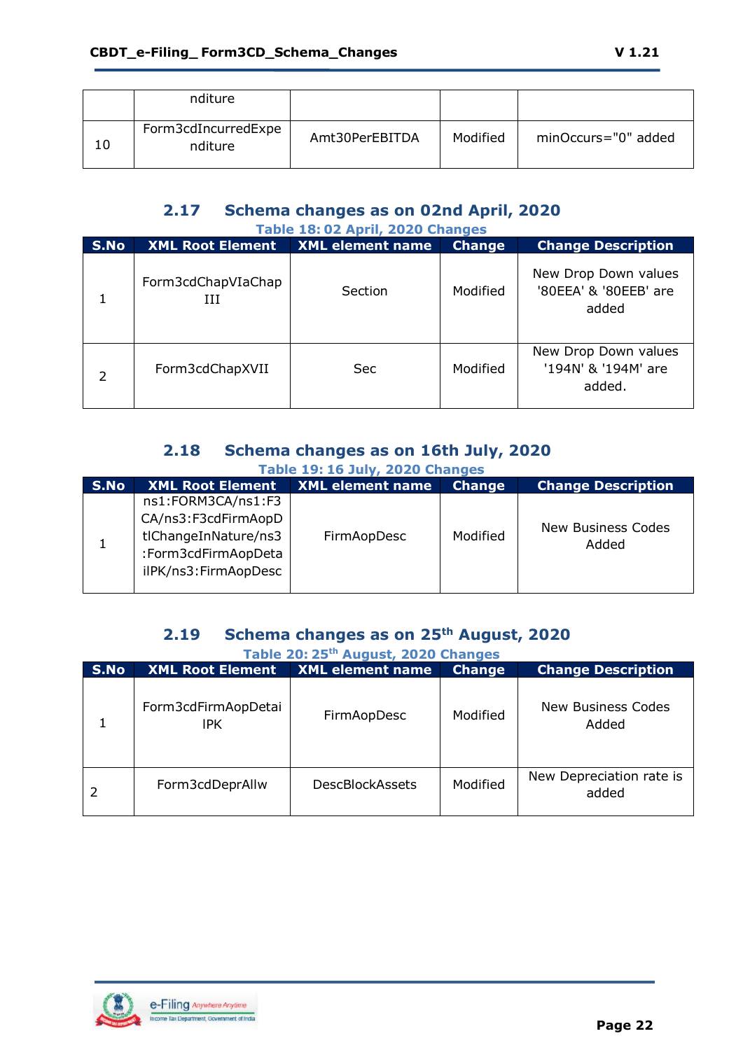| | | | | |
|---|---|---|---|---|
| | nditure | | | |
| 10 | Form3cdIncurredExpenditure | Amt30PerEBITDA | Modified | minOccurs="0" added |

## 2.17 Schema changes as on 02nd April, 2020

Table 18: 02 April, 2020 Changes

| S.No | XML Root Element | XML element name | Change | Change Description |
|---|---|---|---|---|
| 1 | Form3cdChapVIaChapIII | Section | Modified | New Drop Down values '80EEA' & '80EEB' are added |
| 2 | Form3cdChapXVII | Sec | Modified | New Drop Down values '194N' & '194M' are added. |

## 2.18 Schema changes as on 16th July, 2020

Table 19: 16 July, 2020 Changes

| S.No | XML Root Element | XML element name | Change | Change Description |
|---|---|---|---|---|
| 1 | ns1:FORM3CA/ns1:F3CA/ns3:F3cdFirmAopDtlChangeInNature/ns3:Form3cdFirmAopDetailPK/ns3:FirmAopDesc | FirmAopDesc | Modified | New Business Codes Added |

## 2.19 Schema changes as on 25th August, 2020

Table 20: 25th August, 2020 Changes

| S.No | XML Root Element | XML element name | Change | Change Description |
|---|---|---|---|---|
| 1 | Form3cdFirmAopDetailPK | FirmAopDesc | Modified | New Business Codes Added |
| 2 | Form3cdDeprAllw | DescBlockAssets | Modified | New Depreciation rate is added |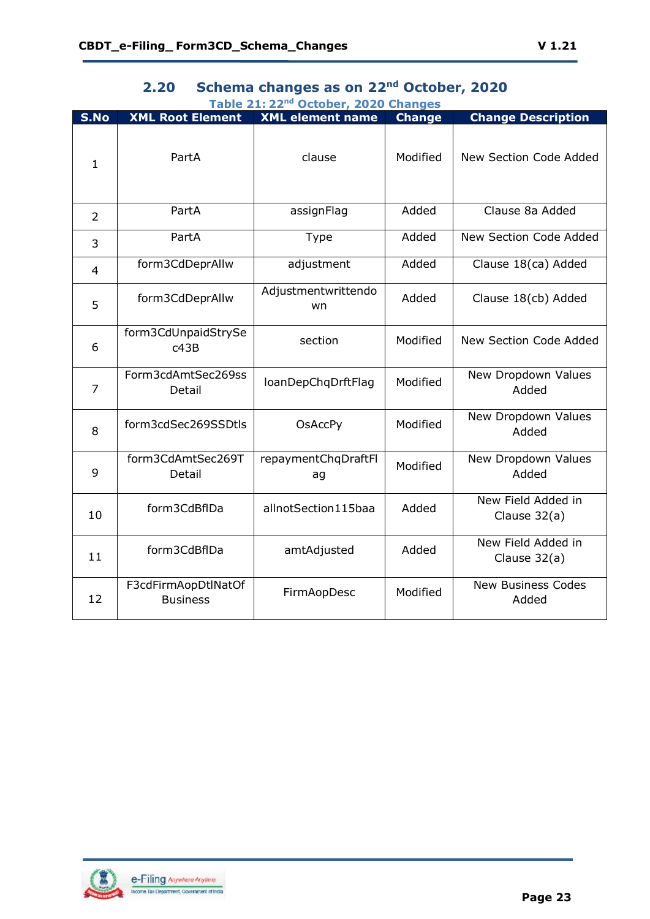## 2.20 Schema changes as on 22nd October, 2020

Table 21: 22nd October, 2020 Changes

| S.No | XML Root Element | XML element name | Change | Change Description |
|---|---|---|---|---|
| 1 | PartA | clause | Modified | New Section Code Added |
| 2 | PartA | assignFlag | Added | Clause 8a Added |
| 3 | PartA | Type | Added | New Section Code Added |
| 4 | form3CdDeprAllw | adjustment | Added | Clause 18(ca) Added |
| 5 | form3CdDeprAllw | Adjustmentwrittendown | Added | Clause 18(cb) Added |
| 6 | form3CdUnpaidStrySec43B | section | Modified | New Section Code Added |
| 7 | Form3cdAmtSec269ssDetail | loanDepChqDrftFlag | Modified | New Dropdown Values Added |
| 8 | form3cdSec269SSDtls | OsAccPy | Modified | New Dropdown Values Added |
| 9 | form3CdAmtSec269TDetail | repaymentChqDraftFlag | Modified | New Dropdown Values Added |
| 10 | form3CdBflDa | allnotSection115baa | Added | New Field Added in Clause 32(a) |
| 11 | form3CdBflDa | amtAdjusted | Added | New Field Added in Clause 32(a) |
| 12 | F3cdFirmAopDtlNatOfBusiness | FirmAopDesc | Modified | New Business Codes Added |